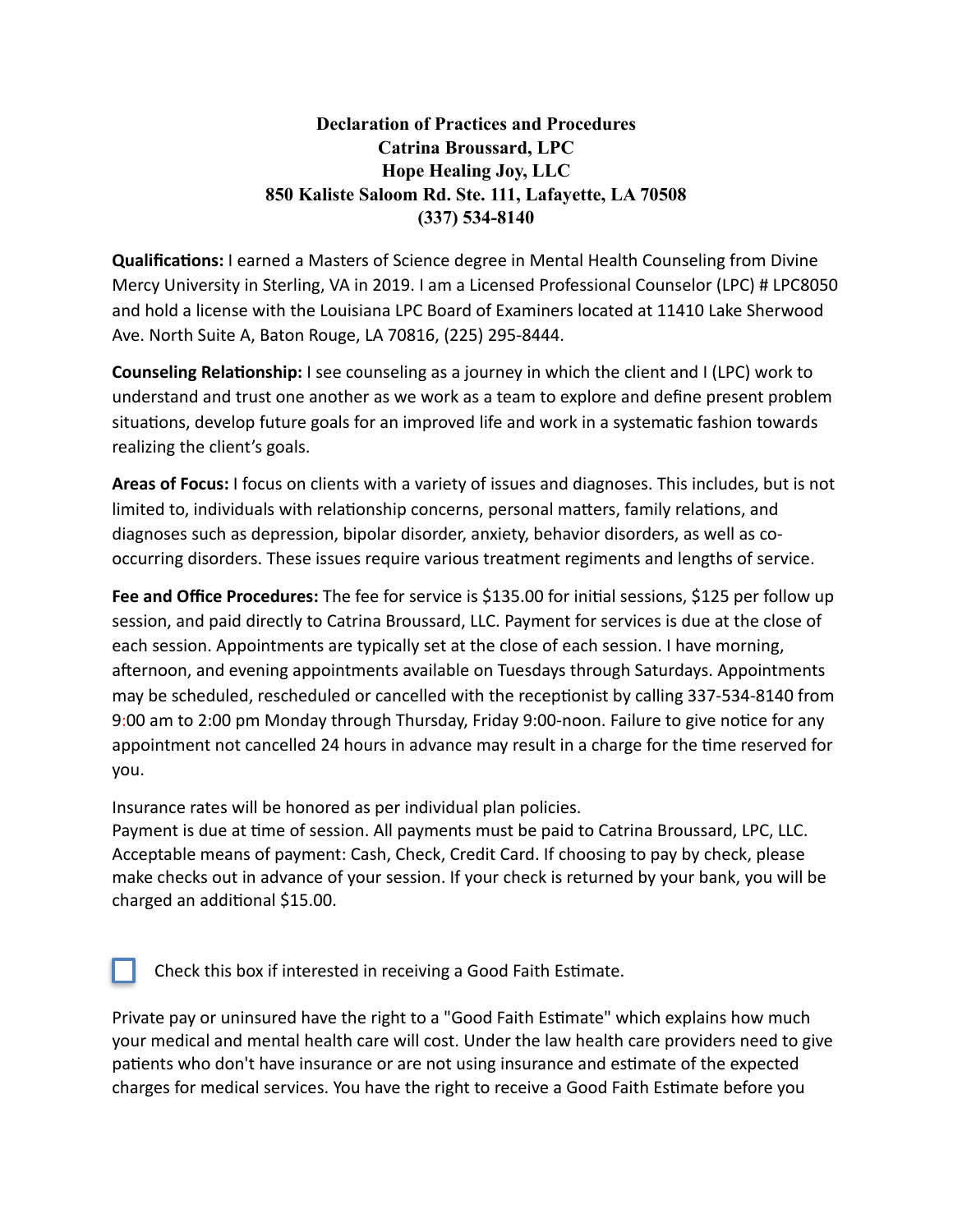# Declaration of Practices and Procedures
## Catrina Broussard, LPC
## Hope Healing Joy, LLC
## 850 Kaliste Saloom Rd. Ste. 111, Lafayette, LA 70508
## (337) 534-8140

**Qualifications:** I earned a Masters of Science degree in Mental Health Counseling from Divine Mercy University in Sterling, VA in 2019. I am a Licensed Professional Counselor (LPC) # LPC8050 and hold a license with the Louisiana LPC Board of Examiners located at 11410 Lake Sherwood Ave. North Suite A, Baton Rouge, LA 70816, (225) 295-8444.

**Counseling Relationship:** I see counseling as a journey in which the client and I (LPC) work to understand and trust one another as we work as a team to explore and define present problem situations, develop future goals for an improved life and work in a systematic fashion towards realizing the client's goals.

**Areas of Focus:** I focus on clients with a variety of issues and diagnoses. This includes, but is not limited to, individuals with relationship concerns, personal matters, family relations, and diagnoses such as depression, bipolar disorder, anxiety, behavior disorders, as well as co-occurring disorders. These issues require various treatment regiments and lengths of service.

**Fee and Office Procedures:** The fee for service is $135.00 for initial sessions, $125 per follow up session, and paid directly to Catrina Broussard, LLC. Payment for services is due at the close of each session. Appointments are typically set at the close of each session. I have morning, afternoon, and evening appointments available on Tuesdays through Saturdays. Appointments may be scheduled, rescheduled or cancelled with the receptionist by calling 337-534-8140 from 9:00 am to 2:00 pm Monday through Thursday, Friday 9:00-noon. Failure to give notice for any appointment not cancelled 24 hours in advance may result in a charge for the time reserved for you.

Insurance rates will be honored as per individual plan policies.
Payment is due at time of session. All payments must be paid to Catrina Broussard, LPC, LLC. Acceptable means of payment: Cash, Check, Credit Card. If choosing to pay by check, please make checks out in advance of your session. If your check is returned by your bank, you will be charged an additional $15.00.

☐ Check this box if interested in receiving a Good Faith Estimate.

Private pay or uninsured have the right to a "Good Faith Estimate" which explains how much your medical and mental health care will cost. Under the law health care providers need to give patients who don't have insurance or are not using insurance and estimate of the expected charges for medical services. You have the right to receive a Good Faith Estimate before you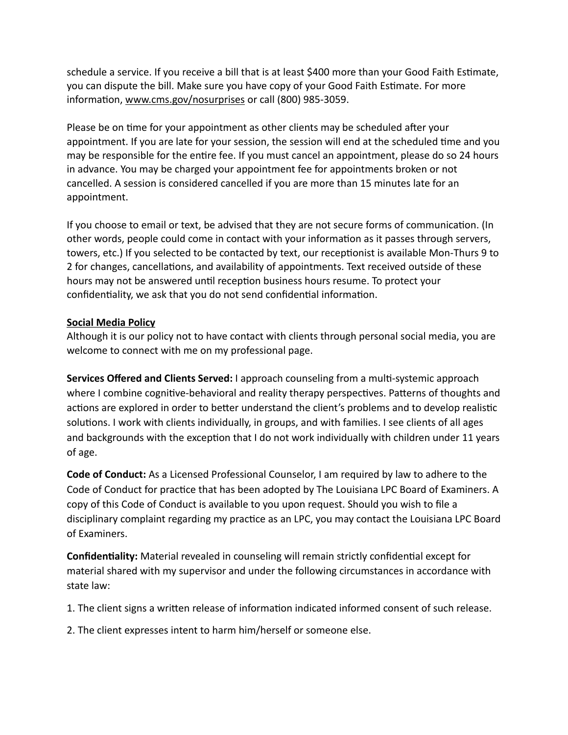schedule a service. If you receive a bill that is at least $400 more than your Good Faith Estimate, you can dispute the bill. Make sure you have copy of your Good Faith Estimate. For more information, www.cms.gov/nosurprises or call (800) 985-3059.

Please be on time for your appointment as other clients may be scheduled after your appointment. If you are late for your session, the session will end at the scheduled time and you may be responsible for the entire fee. If you must cancel an appointment, please do so 24 hours in advance. You may be charged your appointment fee for appointments broken or not cancelled. A session is considered cancelled if you are more than 15 minutes late for an appointment.

If you choose to email or text, be advised that they are not secure forms of communication. (In other words, people could come in contact with your information as it passes through servers, towers, etc.) If you selected to be contacted by text, our receptionist is available Mon-Thurs 9 to 2 for changes, cancellations, and availability of appointments. Text received outside of these hours may not be answered until reception business hours resume. To protect your confidentiality, we ask that you do not send confidential information.

**Social Media Policy**

Although it is our policy not to have contact with clients through personal social media, you are welcome to connect with me on my professional page.

**Services Offered and Clients Served:** I approach counseling from a multi-systemic approach where I combine cognitive-behavioral and reality therapy perspectives. Patterns of thoughts and actions are explored in order to better understand the client's problems and to develop realistic solutions. I work with clients individually, in groups, and with families. I see clients of all ages and backgrounds with the exception that I do not work individually with children under 11 years of age.

**Code of Conduct:** As a Licensed Professional Counselor, I am required by law to adhere to the Code of Conduct for practice that has been adopted by The Louisiana LPC Board of Examiners. A copy of this Code of Conduct is available to you upon request. Should you wish to file a disciplinary complaint regarding my practice as an LPC, you may contact the Louisiana LPC Board of Examiners.

**Confidentiality:** Material revealed in counseling will remain strictly confidential except for material shared with my supervisor and under the following circumstances in accordance with state law:

1. The client signs a written release of information indicated informed consent of such release.

2. The client expresses intent to harm him/herself or someone else.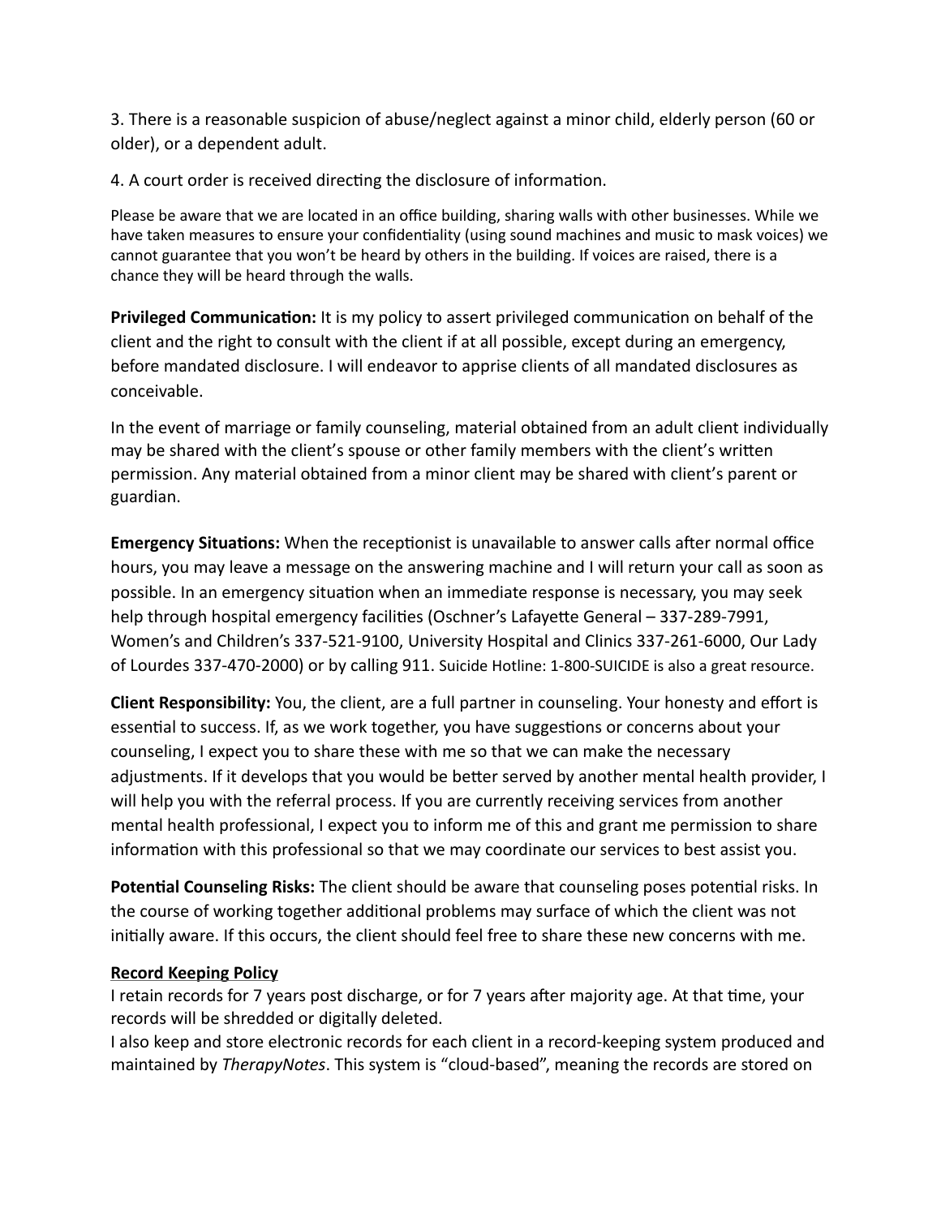3. There is a reasonable suspicion of abuse/neglect against a minor child, elderly person (60 or older), or a dependent adult.

4. A court order is received directing the disclosure of information.

Please be aware that we are located in an office building, sharing walls with other businesses. While we have taken measures to ensure your confidentiality (using sound machines and music to mask voices) we cannot guarantee that you won't be heard by others in the building. If voices are raised, there is a chance they will be heard through the walls.

**Privileged Communication:** It is my policy to assert privileged communication on behalf of the client and the right to consult with the client if at all possible, except during an emergency, before mandated disclosure. I will endeavor to apprise clients of all mandated disclosures as conceivable.

In the event of marriage or family counseling, material obtained from an adult client individually may be shared with the client's spouse or other family members with the client's written permission. Any material obtained from a minor client may be shared with client's parent or guardian.

**Emergency Situations:** When the receptionist is unavailable to answer calls after normal office hours, you may leave a message on the answering machine and I will return your call as soon as possible. In an emergency situation when an immediate response is necessary, you may seek help through hospital emergency facilities (Oschner's Lafayette General – 337-289-7991, Women's and Children's 337-521-9100, University Hospital and Clinics 337-261-6000, Our Lady of Lourdes 337-470-2000) or by calling 911. Suicide Hotline: 1-800-SUICIDE is also a great resource.

**Client Responsibility:** You, the client, are a full partner in counseling. Your honesty and effort is essential to success. If, as we work together, you have suggestions or concerns about your counseling, I expect you to share these with me so that we can make the necessary adjustments. If it develops that you would be better served by another mental health provider, I will help you with the referral process. If you are currently receiving services from another mental health professional, I expect you to inform me of this and grant me permission to share information with this professional so that we may coordinate our services to best assist you.

**Potential Counseling Risks:** The client should be aware that counseling poses potential risks. In the course of working together additional problems may surface of which the client was not initially aware. If this occurs, the client should feel free to share these new concerns with me.

**Record Keeping Policy**

I retain records for 7 years post discharge, or for 7 years after majority age. At that time, your records will be shredded or digitally deleted.

I also keep and store electronic records for each client in a record-keeping system produced and maintained by *TherapyNotes*. This system is "cloud-based", meaning the records are stored on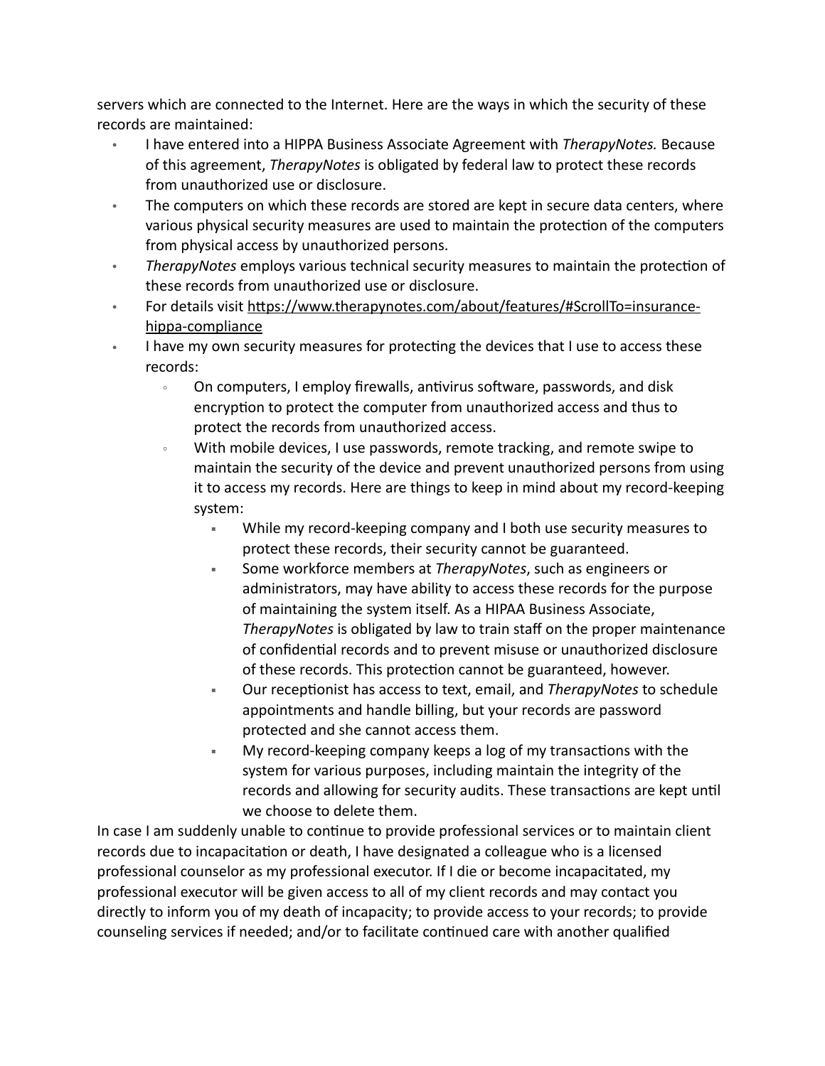servers which are connected to the Internet. Here are the ways in which the security of these records are maintained:

- I have entered into a HIPPA Business Associate Agreement with *TherapyNotes.* Because of this agreement, *TherapyNotes* is obligated by federal law to protect these records from unauthorized use or disclosure.
- The computers on which these records are stored are kept in secure data centers, where various physical security measures are used to maintain the protection of the computers from physical access by unauthorized persons.
- *TherapyNotes* employs various technical security measures to maintain the protection of these records from unauthorized use or disclosure.
- For details visit https://www.therapynotes.com/about/features/#ScrollTo=insurance-hippa-compliance
- I have my own security measures for protecting the devices that I use to access these records:
  - On computers, I employ firewalls, antivirus software, passwords, and disk encryption to protect the computer from unauthorized access and thus to protect the records from unauthorized access.
  - With mobile devices, I use passwords, remote tracking, and remote swipe to maintain the security of the device and prevent unauthorized persons from using it to access my records. Here are things to keep in mind about my record-keeping system:
    - While my record-keeping company and I both use security measures to protect these records, their security cannot be guaranteed.
    - Some workforce members at *TherapyNotes*, such as engineers or administrators, may have ability to access these records for the purpose of maintaining the system itself. As a HIPAA Business Associate, *TherapyNotes* is obligated by law to train staff on the proper maintenance of confidential records and to prevent misuse or unauthorized disclosure of these records. This protection cannot be guaranteed, however.
    - Our receptionist has access to text, email, and *TherapyNotes* to schedule appointments and handle billing, but your records are password protected and she cannot access them.
    - My record-keeping company keeps a log of my transactions with the system for various purposes, including maintain the integrity of the records and allowing for security audits. These transactions are kept until we choose to delete them.

In case I am suddenly unable to continue to provide professional services or to maintain client records due to incapacitation or death, I have designated a colleague who is a licensed professional counselor as my professional executor. If I die or become incapacitated, my professional executor will be given access to all of my client records and may contact you directly to inform you of my death of incapacity; to provide access to your records; to provide counseling services if needed; and/or to facilitate continued care with another qualified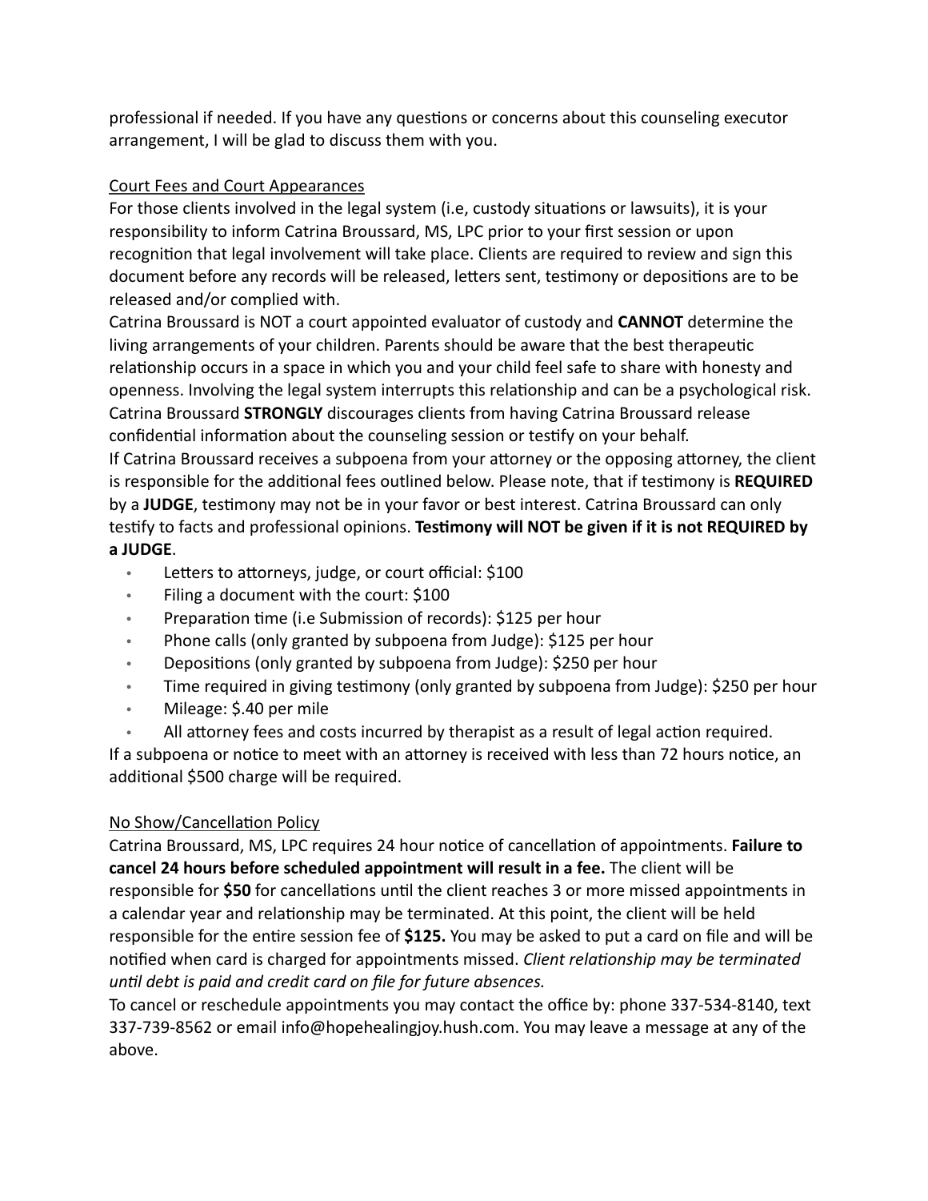professional if needed. If you have any questions or concerns about this counseling executor arrangement, I will be glad to discuss them with you.

## Court Fees and Court Appearances

For those clients involved in the legal system (i.e, custody situations or lawsuits), it is your responsibility to inform Catrina Broussard, MS, LPC prior to your first session or upon recognition that legal involvement will take place. Clients are required to review and sign this document before any records will be released, letters sent, testimony or depositions are to be released and/or complied with.

Catrina Broussard is NOT a court appointed evaluator of custody and **CANNOT** determine the living arrangements of your children. Parents should be aware that the best therapeutic relationship occurs in a space in which you and your child feel safe to share with honesty and openness. Involving the legal system interrupts this relationship and can be a psychological risk. Catrina Broussard **STRONGLY** discourages clients from having Catrina Broussard release confidential information about the counseling session or testify on your behalf.

If Catrina Broussard receives a subpoena from your attorney or the opposing attorney, the client is responsible for the additional fees outlined below. Please note, that if testimony is **REQUIRED** by a **JUDGE**, testimony may not be in your favor or best interest. Catrina Broussard can only testify to facts and professional opinions. **Testimony will NOT be given if it is not REQUIRED by a JUDGE**.

- Letters to attorneys, judge, or court official: $100
- Filing a document with the court: $100
- Preparation time (i.e Submission of records): $125 per hour
- Phone calls (only granted by subpoena from Judge): $125 per hour
- Depositions (only granted by subpoena from Judge): $250 per hour
- Time required in giving testimony (only granted by subpoena from Judge): $250 per hour
- Mileage: $.40 per mile
- All attorney fees and costs incurred by therapist as a result of legal action required.

If a subpoena or notice to meet with an attorney is received with less than 72 hours notice, an additional $500 charge will be required.

## No Show/Cancellation Policy

Catrina Broussard, MS, LPC requires 24 hour notice of cancellation of appointments. **Failure to cancel 24 hours before scheduled appointment will result in a fee.** The client will be responsible for **$50** for cancellations until the client reaches 3 or more missed appointments in a calendar year and relationship may be terminated. At this point, the client will be held responsible for the entire session fee of **$125.** You may be asked to put a card on file and will be notified when card is charged for appointments missed. *Client relationship may be terminated until debt is paid and credit card on file for future absences.*

To cancel or reschedule appointments you may contact the office by: phone 337-534-8140, text 337-739-8562 or email info@hopehealingjoy.hush.com. You may leave a message at any of the above.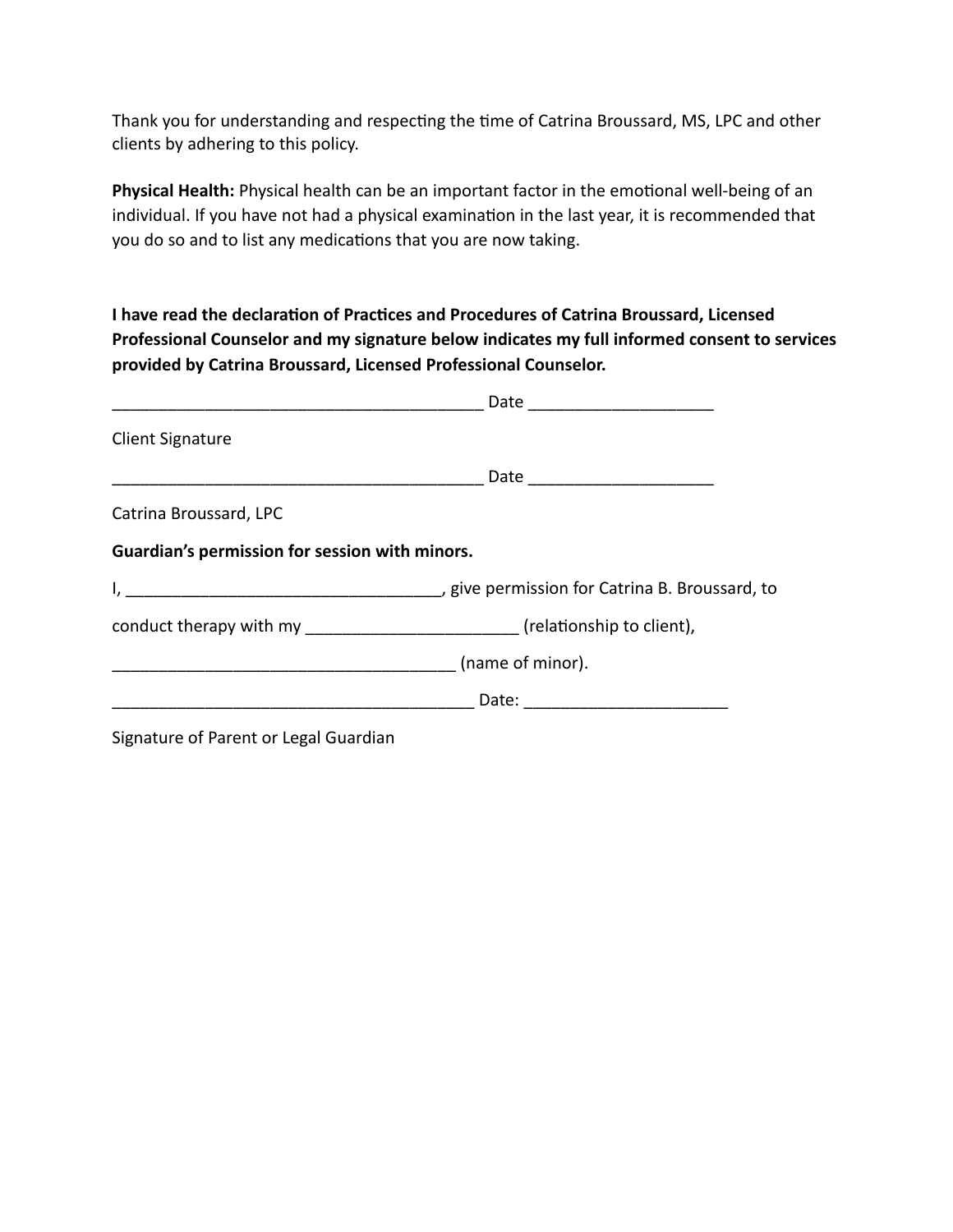Thank you for understanding and respecting the time of Catrina Broussard, MS, LPC and other clients by adhering to this policy.

**Physical Health:** Physical health can be an important factor in the emotional well-being of an individual. If you have not had a physical examination in the last year, it is recommended that you do so and to list any medications that you are now taking.

**I have read the declaration of Practices and Procedures of Catrina Broussard, Licensed Professional Counselor and my signature below indicates my full informed consent to services provided by Catrina Broussard, Licensed Professional Counselor.**

_________________________________________ Date ____________________

Client Signature

_________________________________________ Date ____________________

Catrina Broussard, LPC

**Guardian's permission for session with minors.**

I, __________________________________, give permission for Catrina B. Broussard, to

conduct therapy with my ______________________ (relationship to client),

_____________________________________ (name of minor).

_______________________________________ Date: ______________________

Signature of Parent or Legal Guardian